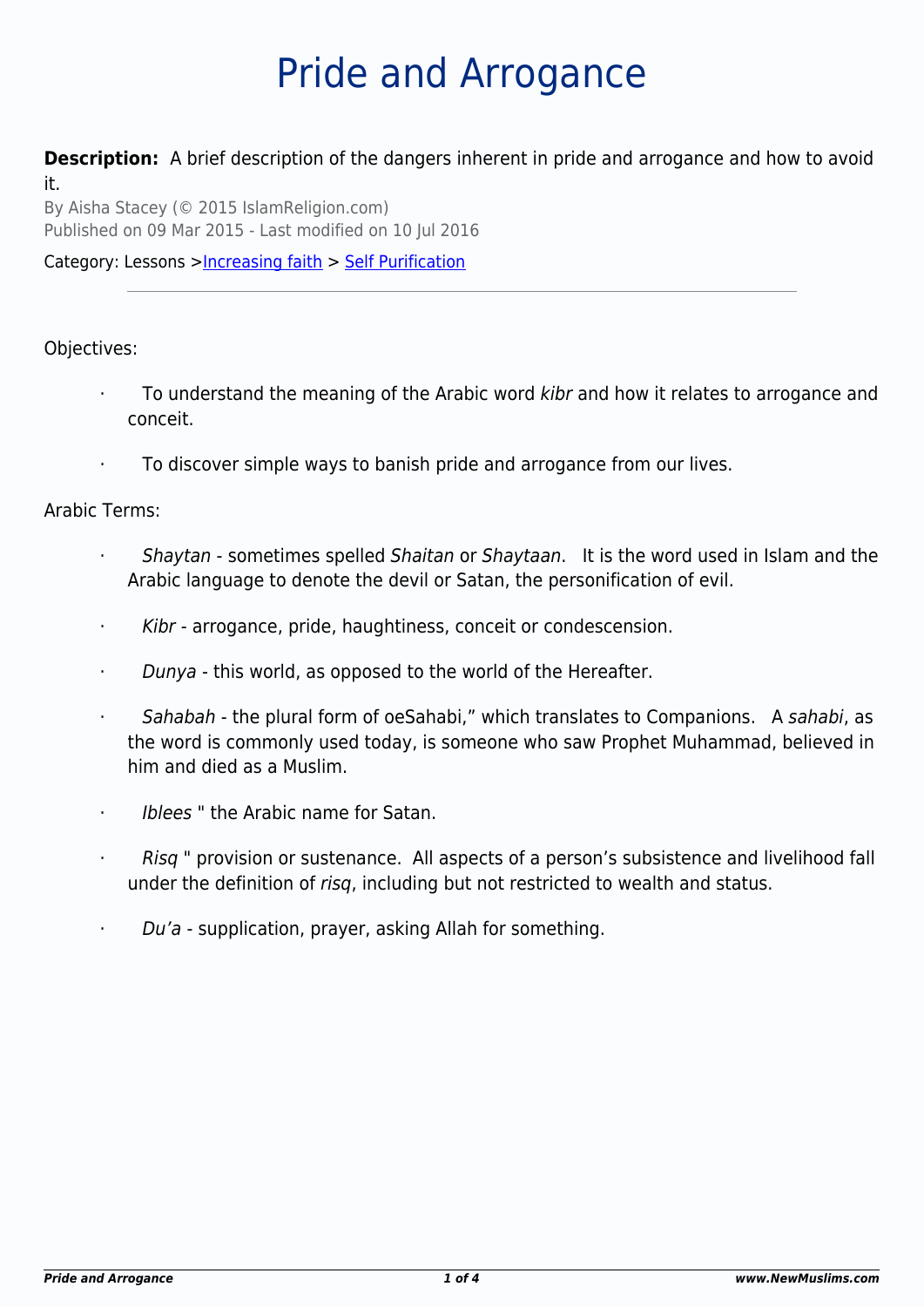# Pride and Arrogance

**Description:** A brief description of the dangers inherent in pride and arrogance and how to avoid it.

By Aisha Stacey (© 2015 IslamReligion.com)
Published on 09 Mar 2015 - Last modified on 10 Jul 2016

Category: Lessons >Increasing faith > Self Purification

---

Objectives:

- To understand the meaning of the Arabic word *kibr* and how it relates to arrogance and conceit.
- To discover simple ways to banish pride and arrogance from our lives.

Arabic Terms:

- *Shaytan* - sometimes spelled *Shaitan* or *Shaytaan*. It is the word used in Islam and the Arabic language to denote the devil or Satan, the personification of evil.
- *Kibr* - arrogance, pride, haughtiness, conceit or condescension.
- *Dunya* - this world, as opposed to the world of the Hereafter.
- *Sahabah* - the plural form of oeSahabi," which translates to Companions. A *sahabi*, as the word is commonly used today, is someone who saw Prophet Muhammad, believed in him and died as a Muslim.
- *Iblees* " the Arabic name for Satan.
- *Risq* " provision or sustenance. All aspects of a person's subsistence and livelihood fall under the definition of *risq*, including but not restricted to wealth and status.
- *Du'a* - supplication, prayer, asking Allah for something.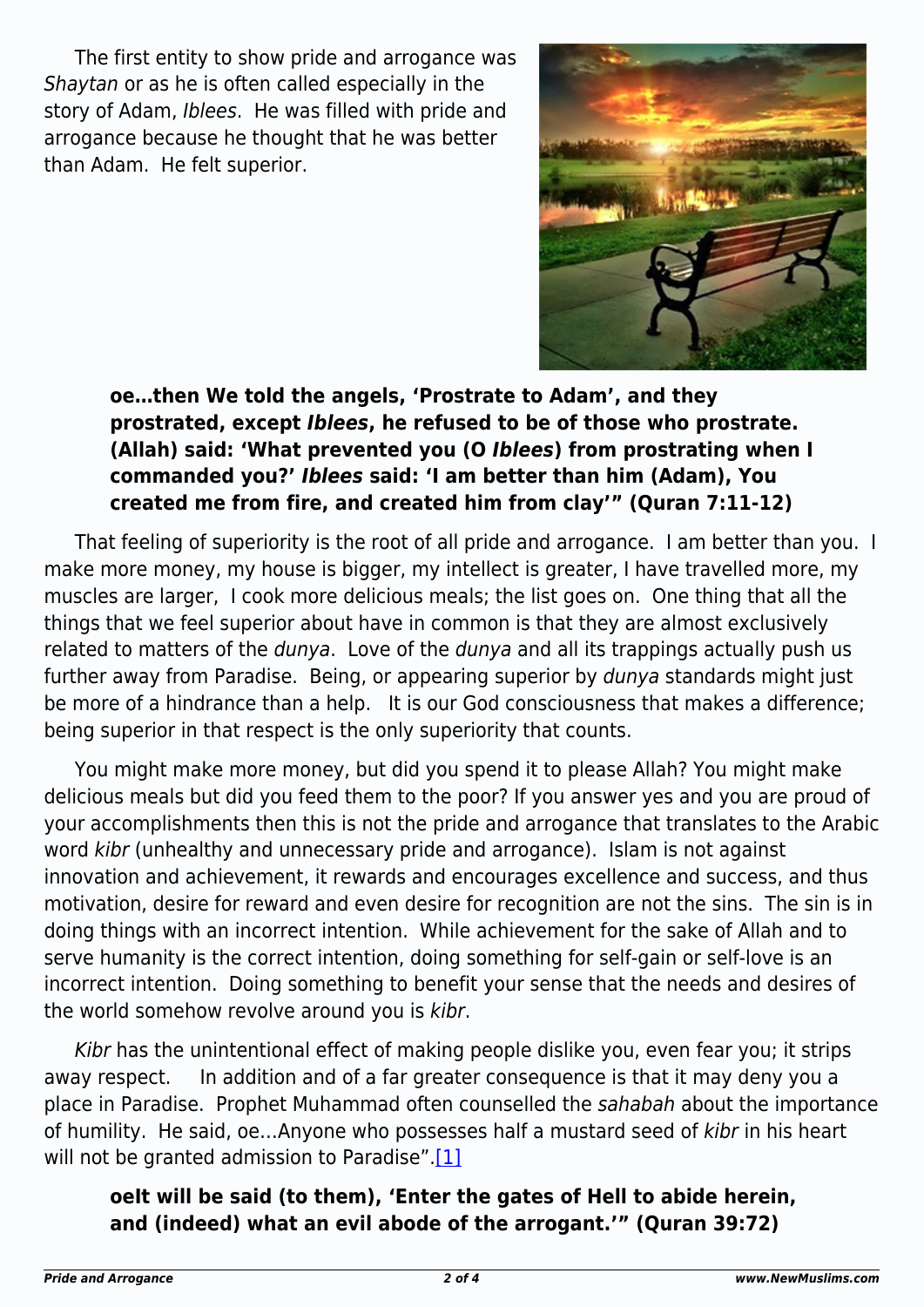The first entity to show pride and arrogance was *Shaytan* or as he is often called especially in the story of Adam, *Iblees*. He was filled with pride and arrogance because he thought that he was better than Adam. He felt superior.

> **oe…then We told the angels, 'Prostrate to Adam', and they prostrated, except *Iblees*, he refused to be of those who prostrate. (Allah) said: 'What prevented you (O *Iblees*) from prostrating when I commanded you?' *Iblees* said: 'I am better than him (Adam), You created me from fire, and created him from clay'" (Quran 7:11-12)**

That feeling of superiority is the root of all pride and arrogance. I am better than you. I make more money, my house is bigger, my intellect is greater, I have travelled more, my muscles are larger, I cook more delicious meals; the list goes on. One thing that all the things that we feel superior about have in common is that they are almost exclusively related to matters of the *dunya*. Love of the *dunya* and all its trappings actually push us further away from Paradise. Being, or appearing superior by *dunya* standards might just be more of a hindrance than a help. It is our God consciousness that makes a difference; being superior in that respect is the only superiority that counts.

You might make more money, but did you spend it to please Allah? You might make delicious meals but did you feed them to the poor? If you answer yes and you are proud of your accomplishments then this is not the pride and arrogance that translates to the Arabic word *kibr* (unhealthy and unnecessary pride and arrogance). Islam is not against innovation and achievement, it rewards and encourages excellence and success, and thus motivation, desire for reward and even desire for recognition are not the sins. The sin is in doing things with an incorrect intention. While achievement for the sake of Allah and to serve humanity is the correct intention, doing something for self-gain or self-love is an incorrect intention. Doing something to benefit your sense that the needs and desires of the world somehow revolve around you is *kibr*.

*Kibr* has the unintentional effect of making people dislike you, even fear you; it strips away respect. In addition and of a far greater consequence is that it may deny you a place in Paradise. Prophet Muhammad often counselled the *sahabah* about the importance of humility. He said, oe…Anyone who possesses half a mustard seed of *kibr* in his heart will not be granted admission to Paradise".[1]

> **oeIt will be said (to them), 'Enter the gates of Hell to abide herein, and (indeed) what an evil abode of the arrogant.'" (Quran 39:72)**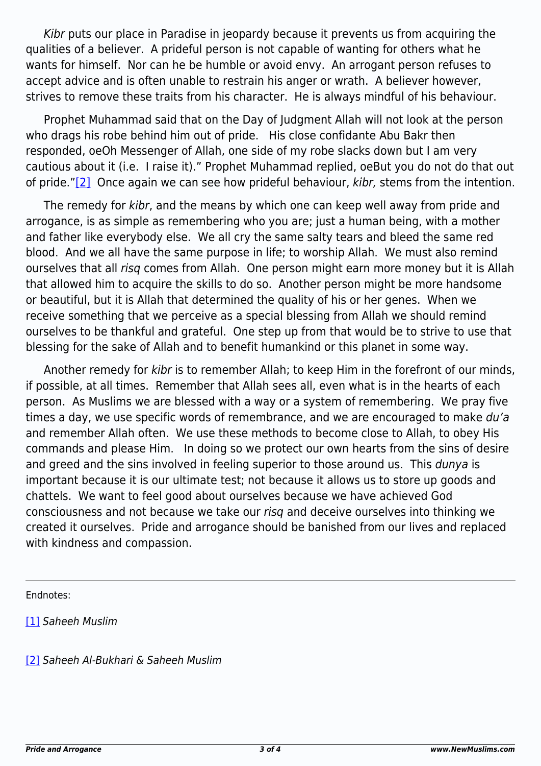*Kibr* puts our place in Paradise in jeopardy because it prevents us from acquiring the qualities of a believer. A prideful person is not capable of wanting for others what he wants for himself. Nor can he be humble or avoid envy. An arrogant person refuses to accept advice and is often unable to restrain his anger or wrath. A believer however, strives to remove these traits from his character. He is always mindful of his behaviour.

Prophet Muhammad said that on the Day of Judgment Allah will not look at the person who drags his robe behind him out of pride. His close confidante Abu Bakr then responded, oeOh Messenger of Allah, one side of my robe slacks down but I am very cautious about it (i.e. I raise it)." Prophet Muhammad replied, oeBut you do not do that out of pride."[2] Once again we can see how prideful behaviour, *kibr,* stems from the intention.

The remedy for *kibr*, and the means by which one can keep well away from pride and arrogance, is as simple as remembering who you are; just a human being, with a mother and father like everybody else. We all cry the same salty tears and bleed the same red blood. And we all have the same purpose in life; to worship Allah. We must also remind ourselves that all *risq* comes from Allah. One person might earn more money but it is Allah that allowed him to acquire the skills to do so. Another person might be more handsome or beautiful, but it is Allah that determined the quality of his or her genes. When we receive something that we perceive as a special blessing from Allah we should remind ourselves to be thankful and grateful. One step up from that would be to strive to use that blessing for the sake of Allah and to benefit humankind or this planet in some way.

Another remedy for *kibr* is to remember Allah; to keep Him in the forefront of our minds, if possible, at all times. Remember that Allah sees all, even what is in the hearts of each person. As Muslims we are blessed with a way or a system of remembering. We pray five times a day, we use specific words of remembrance, and we are encouraged to make *du'a* and remember Allah often. We use these methods to become close to Allah, to obey His commands and please Him. In doing so we protect our own hearts from the sins of desire and greed and the sins involved in feeling superior to those around us. This *dunya* is important because it is our ultimate test; not because it allows us to store up goods and chattels. We want to feel good about ourselves because we have achieved God consciousness and not because we take our *risq* and deceive ourselves into thinking we created it ourselves. Pride and arrogance should be banished from our lives and replaced with kindness and compassion.

---

Endnotes:

[1] *Saheeh Muslim*

[2] *Saheeh Al-Bukhari & Saheeh Muslim*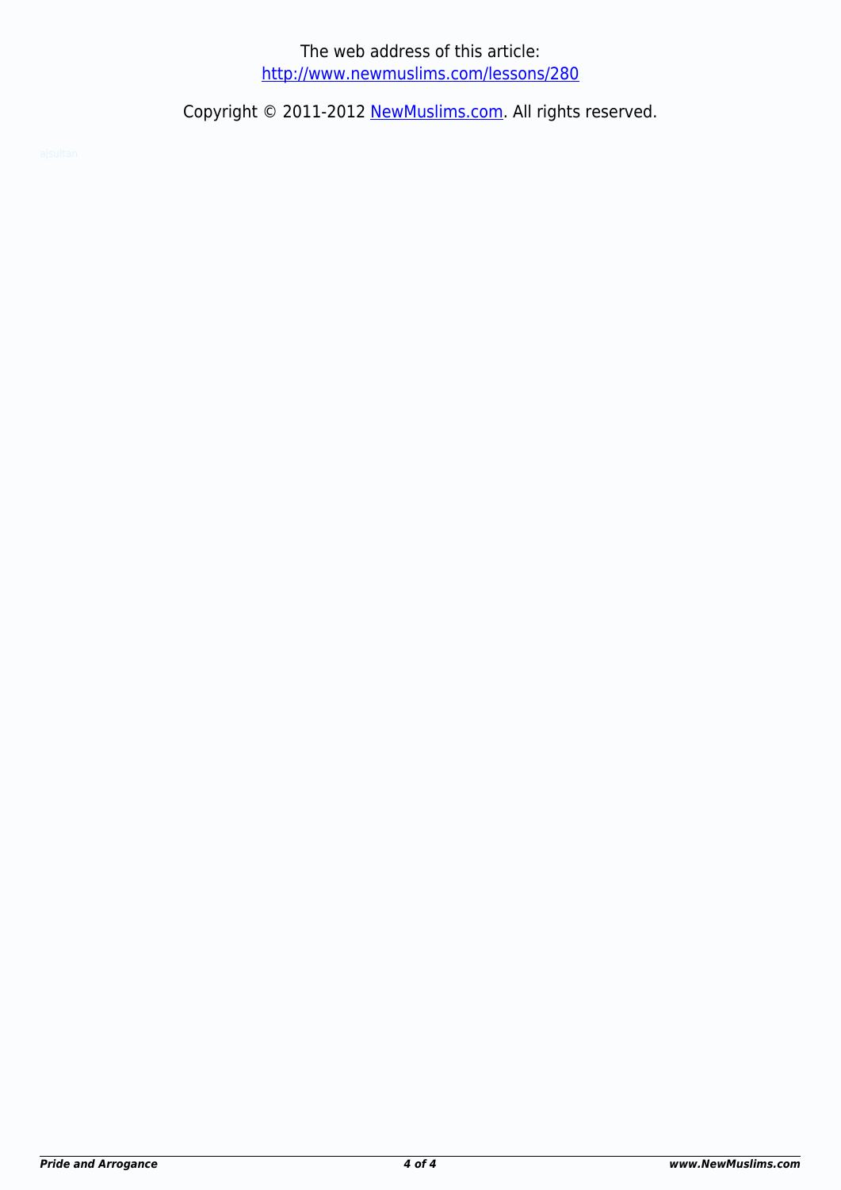The web address of this article:
http://www.newmuslims.com/lessons/280

Copyright © 2011-2012 NewMuslims.com. All rights reserved.

ajsultan